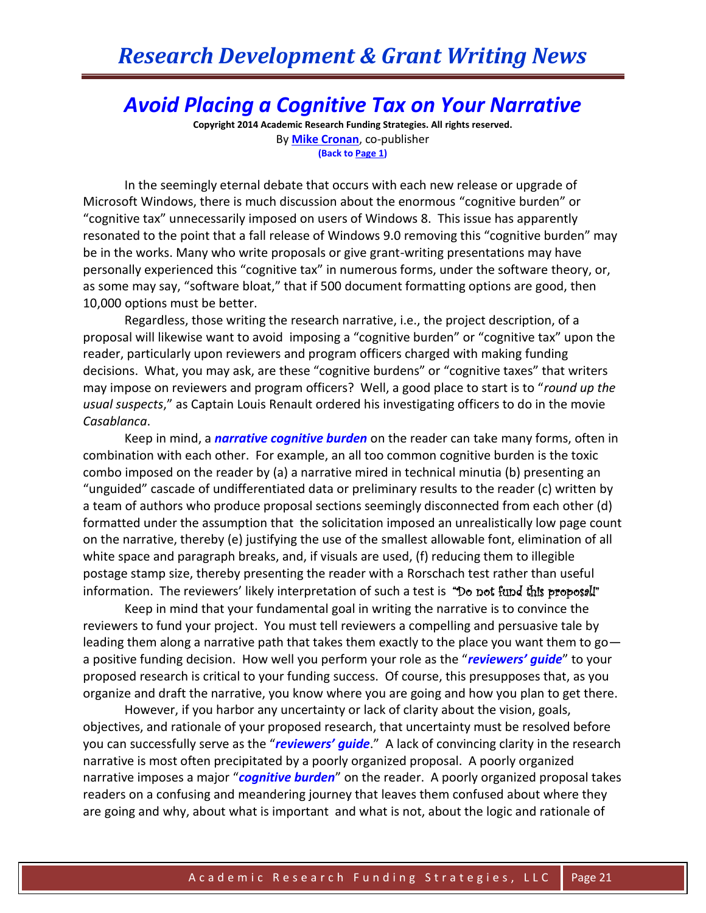# Avoid Placing a Cognitive Tax on Your Narrative

**Copyright 2014 Academic Research Funding Strategies. All rights reserved.**
By **Mike Cronan**, co-publisher
**(Back to Page 1)**

In the seemingly eternal debate that occurs with each new release or upgrade of Microsoft Windows, there is much discussion about the enormous "cognitive burden" or "cognitive tax" unnecessarily imposed on users of Windows 8. This issue has apparently resonated to the point that a fall release of Windows 9.0 removing this "cognitive burden" may be in the works. Many who write proposals or give grant-writing presentations may have personally experienced this "cognitive tax" in numerous forms, under the software theory, or, as some may say, "software bloat," that if 500 document formatting options are good, then 10,000 options must be better.

Regardless, those writing the research narrative, i.e., the project description, of a proposal will likewise want to avoid imposing a "cognitive burden" or "cognitive tax" upon the reader, particularly upon reviewers and program officers charged with making funding decisions. What, you may ask, are these "cognitive burdens" or "cognitive taxes" that writers may impose on reviewers and program officers? Well, a good place to start is to "*round up the usual suspects*," as Captain Louis Renault ordered his investigating officers to do in the movie *Casablanca*.

Keep in mind, a ***narrative cognitive burden*** on the reader can take many forms, often in combination with each other. For example, an all too common cognitive burden is the toxic combo imposed on the reader by (a) a narrative mired in technical minutia (b) presenting an "unguided" cascade of undifferentiated data or preliminary results to the reader (c) written by a team of authors who produce proposal sections seemingly disconnected from each other (d) formatted under the assumption that the solicitation imposed an unrealistically low page count on the narrative, thereby (e) justifying the use of the smallest allowable font, elimination of all white space and paragraph breaks, and, if visuals are used, (f) reducing them to illegible postage stamp size, thereby presenting the reader with a Rorschach test rather than useful information. The reviewers' likely interpretation of such a test is "Do not fund this proposal!"

Keep in mind that your fundamental goal in writing the narrative is to convince the reviewers to fund your project. You must tell reviewers a compelling and persuasive tale by leading them along a narrative path that takes them exactly to the place you want them to go—a positive funding decision. How well you perform your role as the "***reviewers' guide***" to your proposed research is critical to your funding success. Of course, this presupposes that, as you organize and draft the narrative, you know where you are going and how you plan to get there.

However, if you harbor any uncertainty or lack of clarity about the vision, goals, objectives, and rationale of your proposed research, that uncertainty must be resolved before you can successfully serve as the "***reviewers' guide***." A lack of convincing clarity in the research narrative is most often precipitated by a poorly organized proposal. A poorly organized narrative imposes a major "***cognitive burden***" on the reader. A poorly organized proposal takes readers on a confusing and meandering journey that leaves them confused about where they are going and why, about what is important and what is not, about the logic and rationale of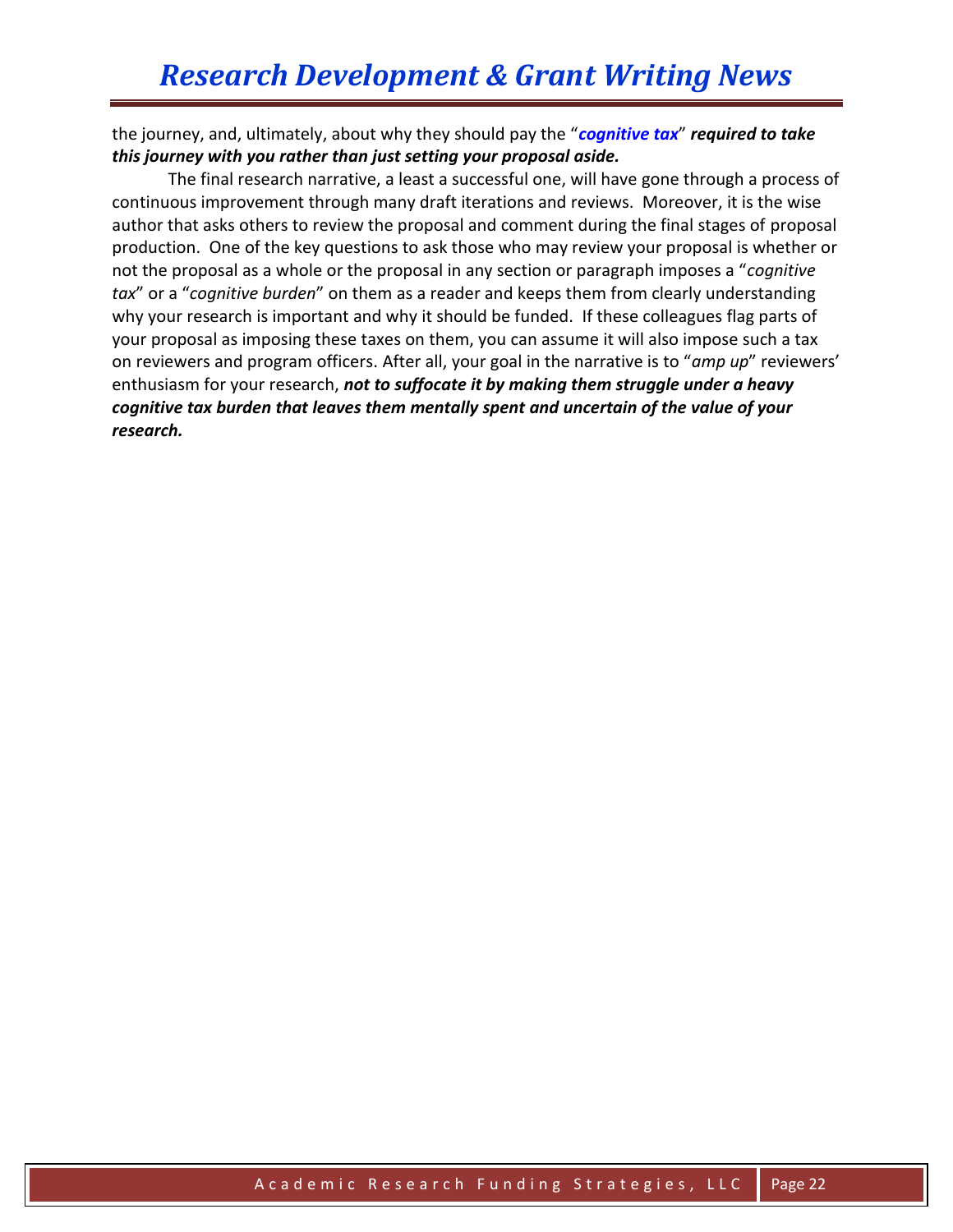the journey, and, ultimately, about why they should pay the "***cognitive tax***" ***required to take this journey with you rather than just setting your proposal aside.***

The final research narrative, a least a successful one, will have gone through a process of continuous improvement through many draft iterations and reviews. Moreover, it is the wise author that asks others to review the proposal and comment during the final stages of proposal production. One of the key questions to ask those who may review your proposal is whether or not the proposal as a whole or the proposal in any section or paragraph imposes a "*cognitive tax*" or a "*cognitive burden*" on them as a reader and keeps them from clearly understanding why your research is important and why it should be funded. If these colleagues flag parts of your proposal as imposing these taxes on them, you can assume it will also impose such a tax on reviewers and program officers. After all, your goal in the narrative is to "*amp up*" reviewers' enthusiasm for your research, ***not to suffocate it by making them struggle under a heavy cognitive tax burden that leaves them mentally spent and uncertain of the value of your research.***